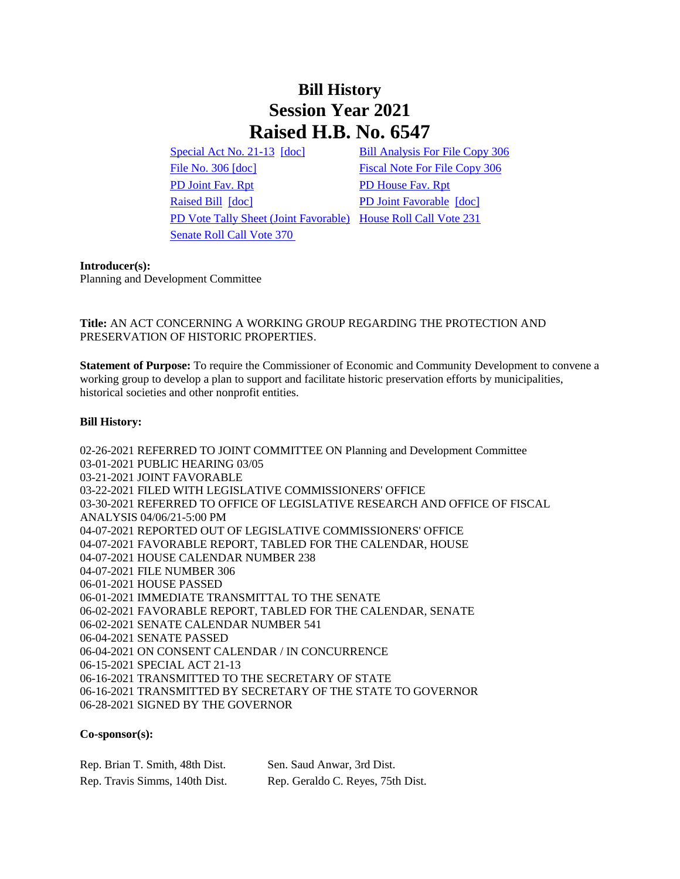# Bill History
# Session Year 2021
# Raised H.B. No. 6547

| | |
|---|---|
| [Special Act No. 21-13] [doc] | [Bill Analysis For File Copy 306] |
| [File No. 306 [doc]] | [Fiscal Note For File Copy 306] |
| [PD Joint Fav. Rpt] | [PD House Fav. Rpt] |
| [Raised Bill] [doc] | [PD Joint Favorable] [doc] |
| [PD Vote Tally Sheet (Joint Favorable)] | [House Roll Call Vote 231] |
| [Senate Roll Call Vote 370] | |

**Introducer(s):**
Planning and Development Committee

**Title:** AN ACT CONCERNING A WORKING GROUP REGARDING THE PROTECTION AND PRESERVATION OF HISTORIC PROPERTIES.

**Statement of Purpose:** To require the Commissioner of Economic and Community Development to convene a working group to develop a plan to support and facilitate historic preservation efforts by municipalities, historical societies and other nonprofit entities.

**Bill History:**

02-26-2021 REFERRED TO JOINT COMMITTEE ON Planning and Development Committee
03-01-2021 PUBLIC HEARING 03/05
03-21-2021 JOINT FAVORABLE
03-22-2021 FILED WITH LEGISLATIVE COMMISSIONERS' OFFICE
03-30-2021 REFERRED TO OFFICE OF LEGISLATIVE RESEARCH AND OFFICE OF FISCAL ANALYSIS 04/06/21-5:00 PM
04-07-2021 REPORTED OUT OF LEGISLATIVE COMMISSIONERS' OFFICE
04-07-2021 FAVORABLE REPORT, TABLED FOR THE CALENDAR, HOUSE
04-07-2021 HOUSE CALENDAR NUMBER 238
04-07-2021 FILE NUMBER 306
06-01-2021 HOUSE PASSED
06-01-2021 IMMEDIATE TRANSMITTAL TO THE SENATE
06-02-2021 FAVORABLE REPORT, TABLED FOR THE CALENDAR, SENATE
06-02-2021 SENATE CALENDAR NUMBER 541
06-04-2021 SENATE PASSED
06-04-2021 ON CONSENT CALENDAR / IN CONCURRENCE
06-15-2021 SPECIAL ACT 21-13
06-16-2021 TRANSMITTED TO THE SECRETARY OF STATE
06-16-2021 TRANSMITTED BY SECRETARY OF THE STATE TO GOVERNOR
06-28-2021 SIGNED BY THE GOVERNOR

**Co-sponsor(s):**

| | |
|---|---|
| Rep. Brian T. Smith, 48th Dist. | Sen. Saud Anwar, 3rd Dist. |
| Rep. Travis Simms, 140th Dist. | Rep. Geraldo C. Reyes, 75th Dist. |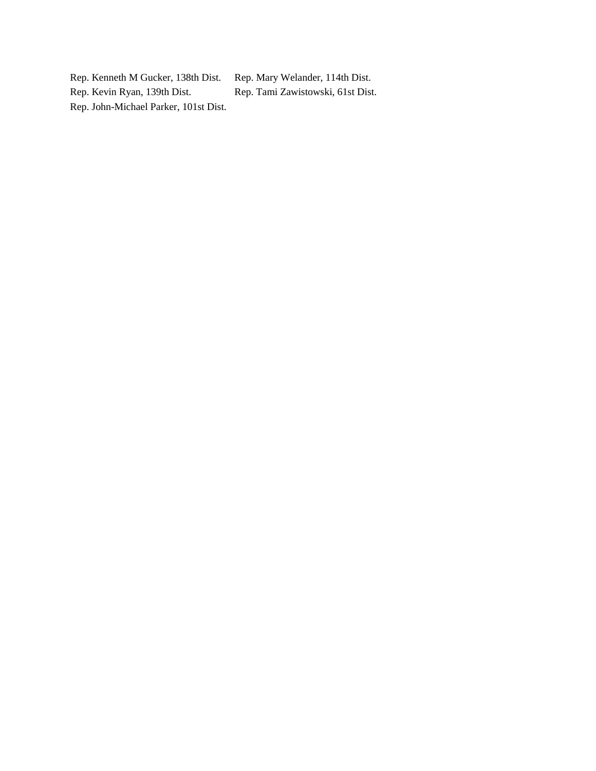Rep. Kenneth M Gucker, 138th Dist.

Rep. Kevin Ryan, 139th Dist.

Rep. John-Michael Parker, 101st Dist.

Rep. Mary Welander, 114th Dist.

Rep. Tami Zawistowski, 61st Dist.